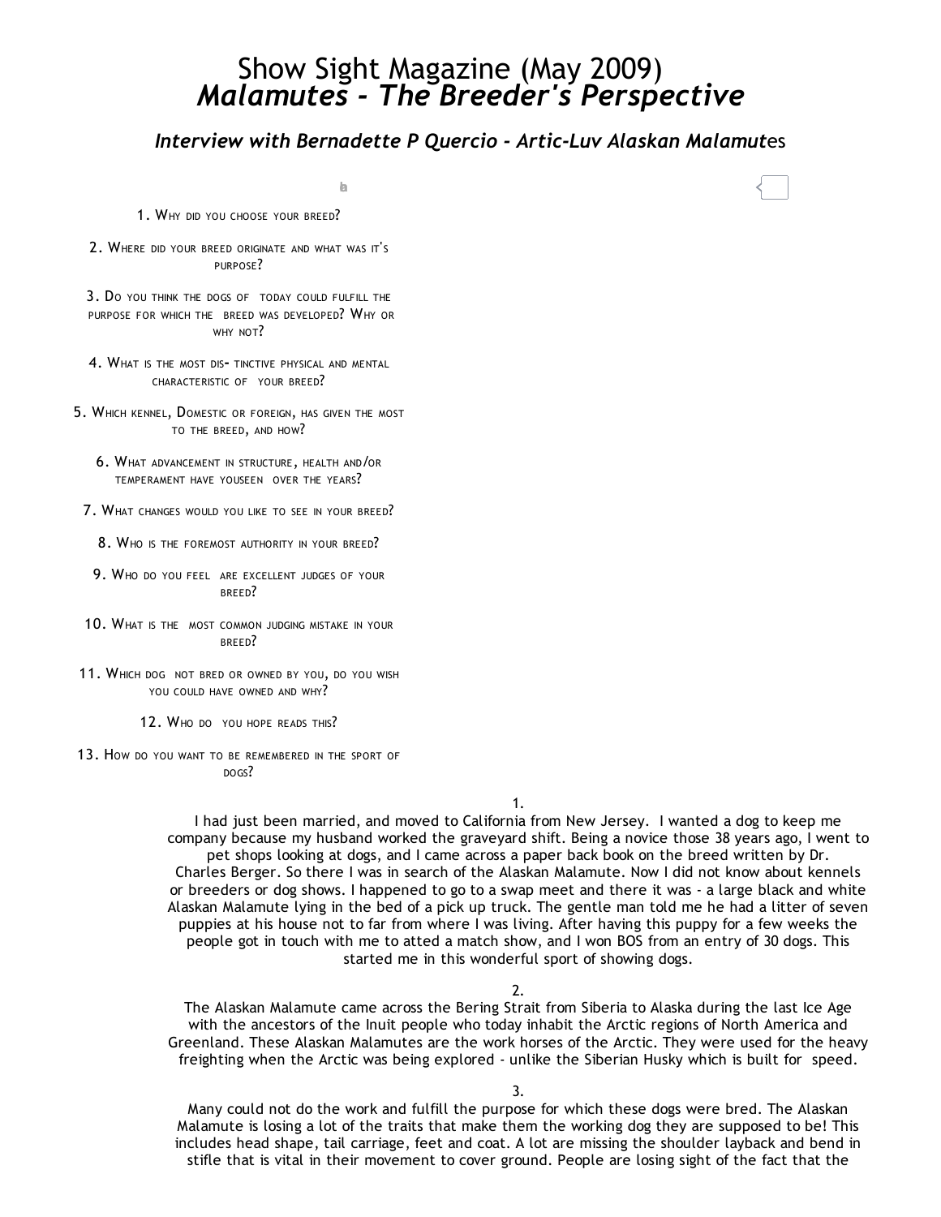# Show Sight Magazine (May 2009)

## *Malamutes - The Breeder's Perspective*

### *Interview with Bernadette P Quercio - Artic-Luv Alaskan Malamut*es

1. Why did you choose your breed?

2. Where did your breed originate and what was it's purpose?

3. Do you think the dogs of today could fulfill the purpose for which the breed was developed? Why or why not?

4. What is the most dis- tinctive physical and mental characteristic of your breed?

5. Which kennel, Domestic or foreign, has given the most to the breed, and how?

6. What advancement in structure, health and/or temperament have youseen over the years?

7. What changes would you like to see in your breed?

8. Who is the foremost authority in your breed?

9. Who do you feel are excellent judges of your breed?

10. What is the most common judging mistake in your breed?

11. Which dog not bred or owned by you, do you wish you could have owned and why?

12. Who do you hope reads this?

13. How do you want to be remembered in the sport of dogs?

1.

I had just been married, and moved to California from New Jersey. I wanted a dog to keep me company because my husband worked the graveyard shift. Being a novice those 38 years ago, I went to pet shops looking at dogs, and I came across a paper back book on the breed written by Dr. Charles Berger. So there I was in search of the Alaskan Malamute. Now I did not know about kennels or breeders or dog shows. I happened to go to a swap meet and there it was - a large black and white Alaskan Malamute lying in the bed of a pick up truck. The gentle man told me he had a litter of seven puppies at his house not to far from where I was living. After having this puppy for a few weeks the people got in touch with me to atted a match show, and I won BOS from an entry of 30 dogs. This started me in this wonderful sport of showing dogs.

2.

The Alaskan Malamute came across the Bering Strait from Siberia to Alaska during the last Ice Age with the ancestors of the Inuit people who today inhabit the Arctic regions of North America and Greenland. These Alaskan Malamutes are the work horses of the Arctic. They were used for the heavy freighting when the Arctic was being explored - unlike the Siberian Husky which is built for speed.

3.

Many could not do the work and fulfill the purpose for which these dogs were bred. The Alaskan Malamute is losing a lot of the traits that make them the working dog they are supposed to be! This includes head shape, tail carriage, feet and coat. A lot are missing the shoulder layback and bend in stifle that is vital in their movement to cover ground. People are losing sight of the fact that the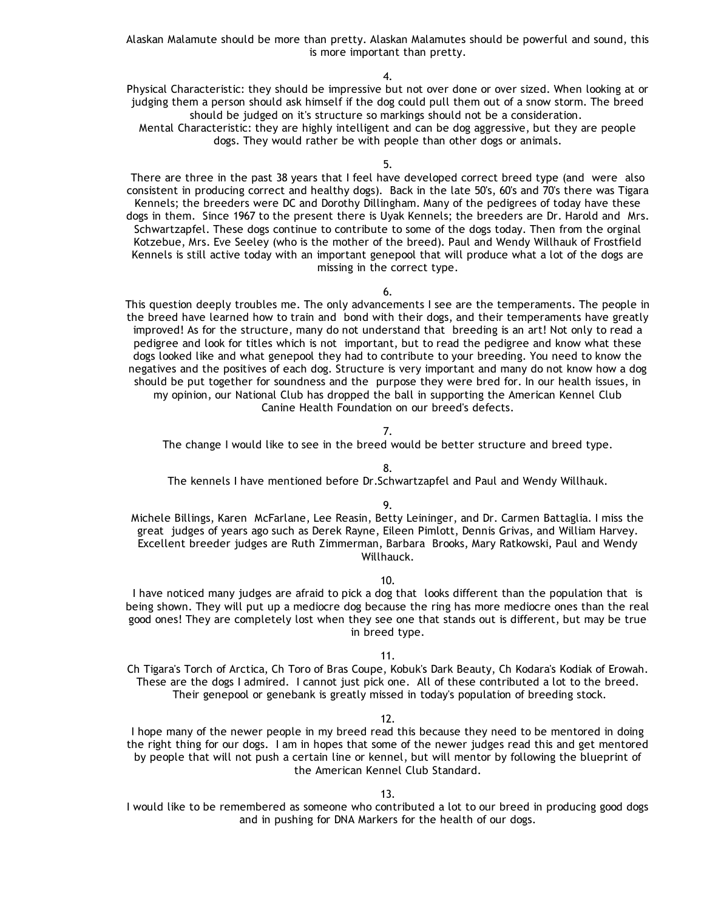Alaskan Malamute should be more than pretty. Alaskan Malamutes should be powerful and sound, this is more important than pretty.

4.

Physical Characteristic: they should be impressive but not over done or over sized. When looking at or judging them a person should ask himself if the dog could pull them out of a snow storm. The breed should be judged on it's structure so markings should not be a consideration.
Mental Characteristic: they are highly intelligent and can be dog aggressive, but they are people dogs. They would rather be with people than other dogs or animals.

5.

There are three in the past 38 years that I feel have developed correct breed type (and were also consistent in producing correct and healthy dogs). Back in the late 50's, 60's and 70's there was Tigara Kennels; the breeders were DC and Dorothy Dillingham. Many of the pedigrees of today have these dogs in them. Since 1967 to the present there is Uyak Kennels; the breeders are Dr. Harold and Mrs. Schwartzapfel. These dogs continue to contribute to some of the dogs today. Then from the orginal Kotzebue, Mrs. Eve Seeley (who is the mother of the breed). Paul and Wendy Willhauk of Frostfield Kennels is still active today with an important genepool that will produce what a lot of the dogs are missing in the correct type.

6.

This question deeply troubles me. The only advancements I see are the temperaments. The people in the breed have learned how to train and bond with their dogs, and their temperaments have greatly improved! As for the structure, many do not understand that breeding is an art! Not only to read a pedigree and look for titles which is not important, but to read the pedigree and know what these dogs looked like and what genepool they had to contribute to your breeding. You need to know the negatives and the positives of each dog. Structure is very important and many do not know how a dog should be put together for soundness and the purpose they were bred for. In our health issues, in my opinion, our National Club has dropped the ball in supporting the American Kennel Club Canine Health Foundation on our breed's defects.

7.

The change I would like to see in the breed would be better structure and breed type.

8.

The kennels I have mentioned before Dr.Schwartzapfel and Paul and Wendy Willhauk.

9.

Michele Billings, Karen McFarlane, Lee Reasin, Betty Leininger, and Dr. Carmen Battaglia. I miss the great judges of years ago such as Derek Rayne, Eileen Pimlott, Dennis Grivas, and William Harvey. Excellent breeder judges are Ruth Zimmerman, Barbara Brooks, Mary Ratkowski, Paul and Wendy Willhauck.

10.

I have noticed many judges are afraid to pick a dog that looks different than the population that is being shown. They will put up a mediocre dog because the ring has more mediocre ones than the real good ones! They are completely lost when they see one that stands out is different, but may be true in breed type.

11.

Ch Tigara's Torch of Arctica, Ch Toro of Bras Coupe, Kobuk's Dark Beauty, Ch Kodara's Kodiak of Erowah. These are the dogs I admired. I cannot just pick one. All of these contributed a lot to the breed. Their genepool or genebank is greatly missed in today's population of breeding stock.

12.

I hope many of the newer people in my breed read this because they need to be mentored in doing the right thing for our dogs. I am in hopes that some of the newer judges read this and get mentored by people that will not push a certain line or kennel, but will mentor by following the blueprint of the American Kennel Club Standard.

13.

I would like to be remembered as someone who contributed a lot to our breed in producing good dogs and in pushing for DNA Markers for the health of our dogs.